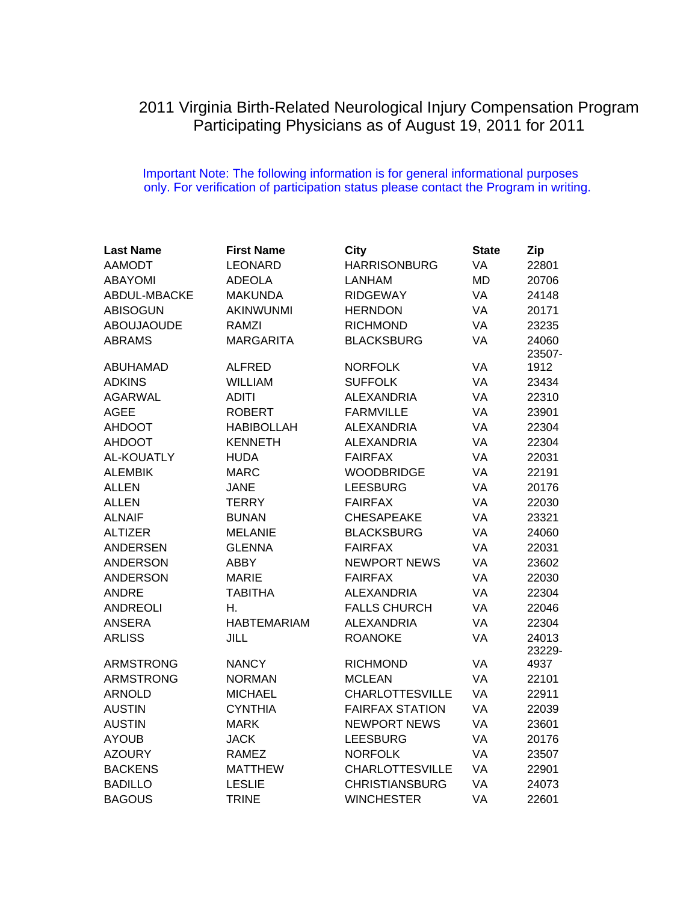# 2011 Virginia Birth-Related Neurological Injury Compensation Program
## Participating Physicians as of August 19, 2011 for 2011

Important Note: The following information is for general informational purposes only. For verification of participation status please contact the Program in writing.

| Last Name | First Name | City | State | Zip |
|---|---|---|---|---|
| AAMODT | LEONARD | HARRISONBURG | VA | 22801 |
| ABAYOMI | ADEOLA | LANHAM | MD | 20706 |
| ABDUL-MBACKE | MAKUNDA | RIDGEWAY | VA | 24148 |
| ABISOGUN | AKINWUNMI | HERNDON | VA | 20171 |
| ABOUJAOUDE | RAMZI | RICHMOND | VA | 23235 |
| ABRAMS | MARGARITA | BLACKSBURG | VA | 24060 |
| ABUHAMAD | ALFRED | NORFOLK | VA | 23507-1912 |
| ADKINS | WILLIAM | SUFFOLK | VA | 23434 |
| AGARWAL | ADITI | ALEXANDRIA | VA | 22310 |
| AGEE | ROBERT | FARMVILLE | VA | 23901 |
| AHDOOT | HABIBOLLAH | ALEXANDRIA | VA | 22304 |
| AHDOOT | KENNETH | ALEXANDRIA | VA | 22304 |
| AL-KOUATLY | HUDA | FAIRFAX | VA | 22031 |
| ALEMBIK | MARC | WOODBRIDGE | VA | 22191 |
| ALLEN | JANE | LEESBURG | VA | 20176 |
| ALLEN | TERRY | FAIRFAX | VA | 22030 |
| ALNAIF | BUNAN | CHESAPEAKE | VA | 23321 |
| ALTIZER | MELANIE | BLACKSBURG | VA | 24060 |
| ANDERSEN | GLENNA | FAIRFAX | VA | 22031 |
| ANDERSON | ABBY | NEWPORT NEWS | VA | 23602 |
| ANDERSON | MARIE | FAIRFAX | VA | 22030 |
| ANDRE | TABITHA | ALEXANDRIA | VA | 22304 |
| ANDREOLI | H. | FALLS CHURCH | VA | 22046 |
| ANSERA | HABTEMARIAM | ALEXANDRIA | VA | 22304 |
| ARLISS | JILL | ROANOKE | VA | 24013 |
| ARMSTRONG | NANCY | RICHMOND | VA | 23229-4937 |
| ARMSTRONG | NORMAN | MCLEAN | VA | 22101 |
| ARNOLD | MICHAEL | CHARLOTTESVILLE | VA | 22911 |
| AUSTIN | CYNTHIA | FAIRFAX STATION | VA | 22039 |
| AUSTIN | MARK | NEWPORT NEWS | VA | 23601 |
| AYOUB | JACK | LEESBURG | VA | 20176 |
| AZOURY | RAMEZ | NORFOLK | VA | 23507 |
| BACKENS | MATTHEW | CHARLOTTESVILLE | VA | 22901 |
| BADILLO | LESLIE | CHRISTIANSBURG | VA | 24073 |
| BAGOUS | TRINE | WINCHESTER | VA | 22601 |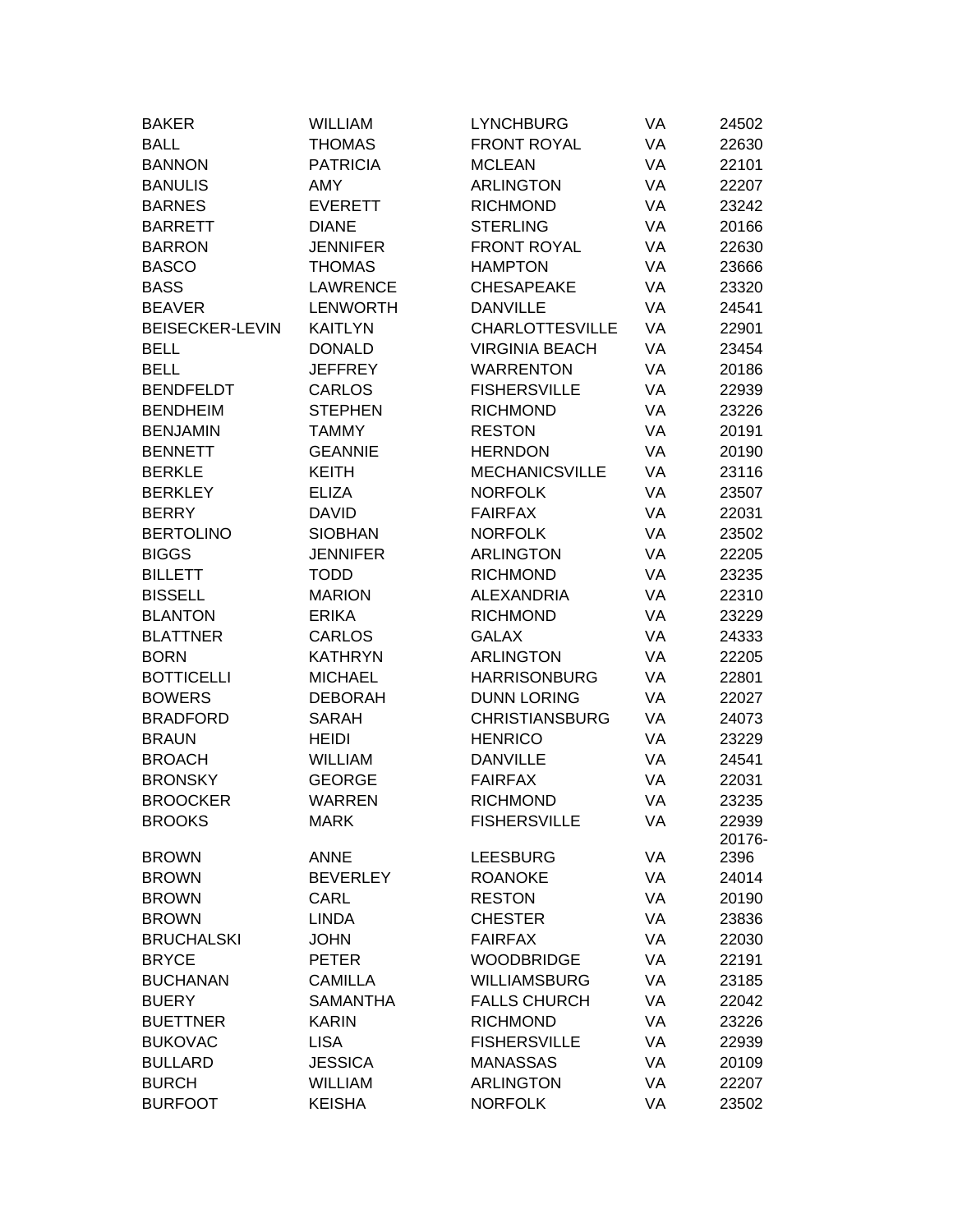| | | | | |
|---|---|---|---|---|
| BAKER | WILLIAM | LYNCHBURG | VA | 24502 |
| BALL | THOMAS | FRONT ROYAL | VA | 22630 |
| BANNON | PATRICIA | MCLEAN | VA | 22101 |
| BANULIS | AMY | ARLINGTON | VA | 22207 |
| BARNES | EVERETT | RICHMOND | VA | 23242 |
| BARRETT | DIANE | STERLING | VA | 20166 |
| BARRON | JENNIFER | FRONT ROYAL | VA | 22630 |
| BASCO | THOMAS | HAMPTON | VA | 23666 |
| BASS | LAWRENCE | CHESAPEAKE | VA | 23320 |
| BEAVER | LENWORTH | DANVILLE | VA | 24541 |
| BEISECKER-LEVIN | KAITLYN | CHARLOTTESVILLE | VA | 22901 |
| BELL | DONALD | VIRGINIA BEACH | VA | 23454 |
| BELL | JEFFREY | WARRENTON | VA | 20186 |
| BENDFELDT | CARLOS | FISHERSVILLE | VA | 22939 |
| BENDHEIM | STEPHEN | RICHMOND | VA | 23226 |
| BENJAMIN | TAMMY | RESTON | VA | 20191 |
| BENNETT | GEANNIE | HERNDON | VA | 20190 |
| BERKLE | KEITH | MECHANICSVILLE | VA | 23116 |
| BERKLEY | ELIZA | NORFOLK | VA | 23507 |
| BERRY | DAVID | FAIRFAX | VA | 22031 |
| BERTOLINO | SIOBHAN | NORFOLK | VA | 23502 |
| BIGGS | JENNIFER | ARLINGTON | VA | 22205 |
| BILLETT | TODD | RICHMOND | VA | 23235 |
| BISSELL | MARION | ALEXANDRIA | VA | 22310 |
| BLANTON | ERIKA | RICHMOND | VA | 23229 |
| BLATTNER | CARLOS | GALAX | VA | 24333 |
| BORN | KATHRYN | ARLINGTON | VA | 22205 |
| BOTTICELLI | MICHAEL | HARRISONBURG | VA | 22801 |
| BOWERS | DEBORAH | DUNN LORING | VA | 22027 |
| BRADFORD | SARAH | CHRISTIANSBURG | VA | 24073 |
| BRAUN | HEIDI | HENRICO | VA | 23229 |
| BROACH | WILLIAM | DANVILLE | VA | 24541 |
| BRONSKY | GEORGE | FAIRFAX | VA | 22031 |
| BROOCKER | WARREN | RICHMOND | VA | 23235 |
| BROOKS | MARK | FISHERSVILLE | VA | 22939 |
| BROWN | ANNE | LEESBURG | VA | 20176-2396 |
| BROWN | BEVERLEY | ROANOKE | VA | 24014 |
| BROWN | CARL | RESTON | VA | 20190 |
| BROWN | LINDA | CHESTER | VA | 23836 |
| BRUCHALSKI | JOHN | FAIRFAX | VA | 22030 |
| BRYCE | PETER | WOODBRIDGE | VA | 22191 |
| BUCHANAN | CAMILLA | WILLIAMSBURG | VA | 23185 |
| BUERY | SAMANTHA | FALLS CHURCH | VA | 22042 |
| BUETTNER | KARIN | RICHMOND | VA | 23226 |
| BUKOVAC | LISA | FISHERSVILLE | VA | 22939 |
| BULLARD | JESSICA | MANASSAS | VA | 20109 |
| BURCH | WILLIAM | ARLINGTON | VA | 22207 |
| BURFOOT | KEISHA | NORFOLK | VA | 23502 |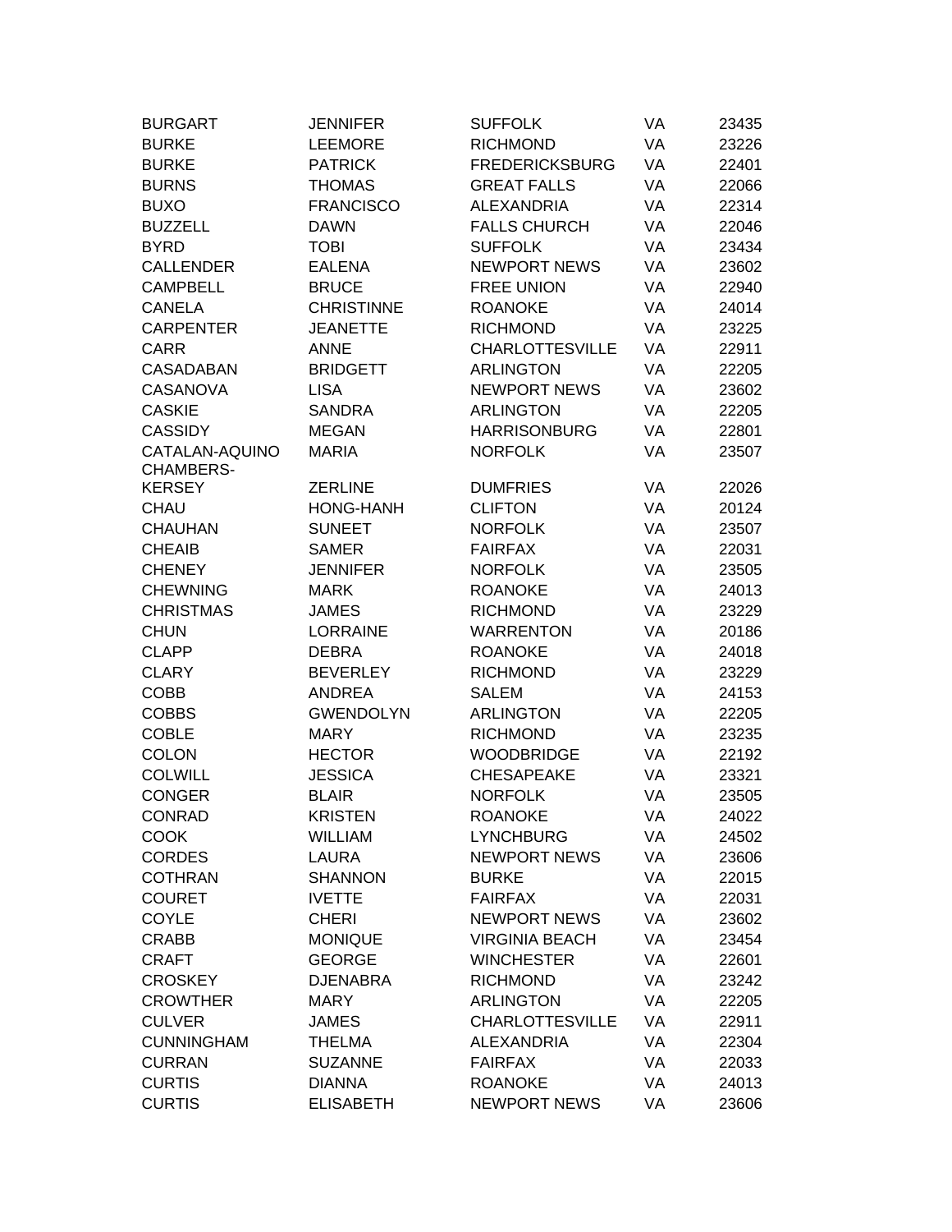| | | | | |
|---|---|---|---|---|
| BURGART | JENNIFER | SUFFOLK | VA | 23435 |
| BURKE | LEEMORE | RICHMOND | VA | 23226 |
| BURKE | PATRICK | FREDERICKSBURG | VA | 22401 |
| BURNS | THOMAS | GREAT FALLS | VA | 22066 |
| BUXO | FRANCISCO | ALEXANDRIA | VA | 22314 |
| BUZZELL | DAWN | FALLS CHURCH | VA | 22046 |
| BYRD | TOBI | SUFFOLK | VA | 23434 |
| CALLENDER | EALENA | NEWPORT NEWS | VA | 23602 |
| CAMPBELL | BRUCE | FREE UNION | VA | 22940 |
| CANELA | CHRISTINNE | ROANOKE | VA | 24014 |
| CARPENTER | JEANETTE | RICHMOND | VA | 23225 |
| CARR | ANNE | CHARLOTTESVILLE | VA | 22911 |
| CASADABAN | BRIDGETT | ARLINGTON | VA | 22205 |
| CASANOVA | LISA | NEWPORT NEWS | VA | 23602 |
| CASKIE | SANDRA | ARLINGTON | VA | 22205 |
| CASSIDY | MEGAN | HARRISONBURG | VA | 22801 |
| CATALAN-AQUINO | MARIA | NORFOLK | VA | 23507 |
| CHAMBERS-KERSEY | ZERLINE | DUMFRIES | VA | 22026 |
| CHAU | HONG-HANH | CLIFTON | VA | 20124 |
| CHAUHAN | SUNEET | NORFOLK | VA | 23507 |
| CHEAIB | SAMER | FAIRFAX | VA | 22031 |
| CHENEY | JENNIFER | NORFOLK | VA | 23505 |
| CHEWNING | MARK | ROANOKE | VA | 24013 |
| CHRISTMAS | JAMES | RICHMOND | VA | 23229 |
| CHUN | LORRAINE | WARRENTON | VA | 20186 |
| CLAPP | DEBRA | ROANOKE | VA | 24018 |
| CLARY | BEVERLEY | RICHMOND | VA | 23229 |
| COBB | ANDREA | SALEM | VA | 24153 |
| COBBS | GWENDOLYN | ARLINGTON | VA | 22205 |
| COBLE | MARY | RICHMOND | VA | 23235 |
| COLON | HECTOR | WOODBRIDGE | VA | 22192 |
| COLWILL | JESSICA | CHESAPEAKE | VA | 23321 |
| CONGER | BLAIR | NORFOLK | VA | 23505 |
| CONRAD | KRISTEN | ROANOKE | VA | 24022 |
| COOK | WILLIAM | LYNCHBURG | VA | 24502 |
| CORDES | LAURA | NEWPORT NEWS | VA | 23606 |
| COTHRAN | SHANNON | BURKE | VA | 22015 |
| COURET | IVETTE | FAIRFAX | VA | 22031 |
| COYLE | CHERI | NEWPORT NEWS | VA | 23602 |
| CRABB | MONIQUE | VIRGINIA BEACH | VA | 23454 |
| CRAFT | GEORGE | WINCHESTER | VA | 22601 |
| CROSKEY | DJENABRA | RICHMOND | VA | 23242 |
| CROWTHER | MARY | ARLINGTON | VA | 22205 |
| CULVER | JAMES | CHARLOTTESVILLE | VA | 22911 |
| CUNNINGHAM | THELMA | ALEXANDRIA | VA | 22304 |
| CURRAN | SUZANNE | FAIRFAX | VA | 22033 |
| CURTIS | DIANNA | ROANOKE | VA | 24013 |
| CURTIS | ELISABETH | NEWPORT NEWS | VA | 23606 |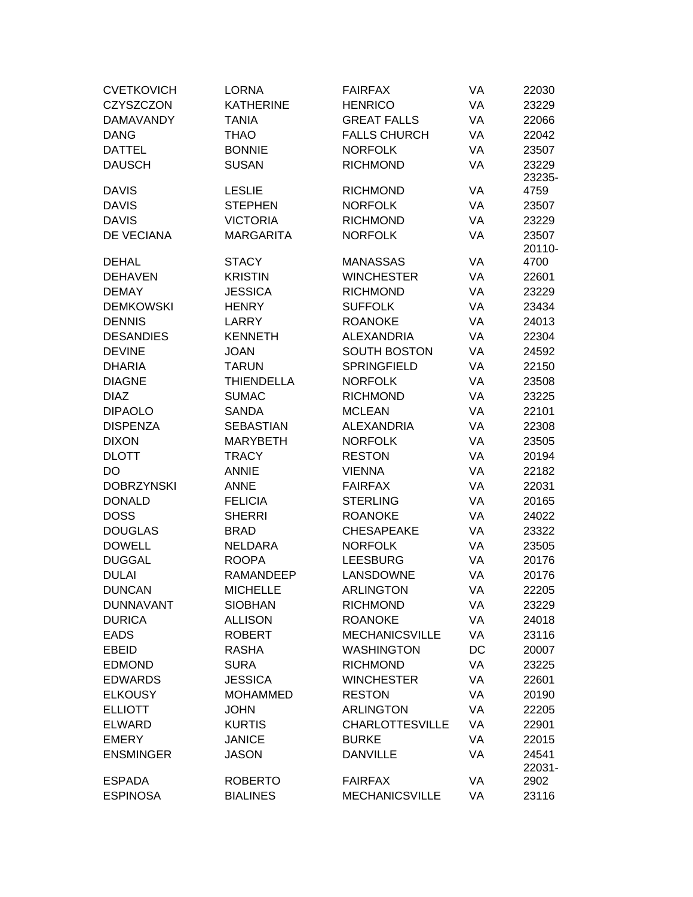| | | | | |
|---|---|---|---|---|
| CVETKOVICH | LORNA | FAIRFAX | VA | 22030 |
| CZYSZCZON | KATHERINE | HENRICO | VA | 23229 |
| DAMAVANDY | TANIA | GREAT FALLS | VA | 22066 |
| DANG | THAO | FALLS CHURCH | VA | 22042 |
| DATTEL | BONNIE | NORFOLK | VA | 23507 |
| DAUSCH | SUSAN | RICHMOND | VA | 23229 |
| DAVIS | LESLIE | RICHMOND | VA | 23235-4759 |
| DAVIS | STEPHEN | NORFOLK | VA | 23507 |
| DAVIS | VICTORIA | RICHMOND | VA | 23229 |
| DE VECIANA | MARGARITA | NORFOLK | VA | 23507 |
| DEHAL | STACY | MANASSAS | VA | 20110-4700 |
| DEHAVEN | KRISTIN | WINCHESTER | VA | 22601 |
| DEMAY | JESSICA | RICHMOND | VA | 23229 |
| DEMKOWSKI | HENRY | SUFFOLK | VA | 23434 |
| DENNIS | LARRY | ROANOKE | VA | 24013 |
| DESANDIES | KENNETH | ALEXANDRIA | VA | 22304 |
| DEVINE | JOAN | SOUTH BOSTON | VA | 24592 |
| DHARIA | TARUN | SPRINGFIELD | VA | 22150 |
| DIAGNE | THIENDELLA | NORFOLK | VA | 23508 |
| DIAZ | SUMAC | RICHMOND | VA | 23225 |
| DIPAOLO | SANDA | MCLEAN | VA | 22101 |
| DISPENZA | SEBASTIAN | ALEXANDRIA | VA | 22308 |
| DIXON | MARYBETH | NORFOLK | VA | 23505 |
| DLOTT | TRACY | RESTON | VA | 20194 |
| DO | ANNIE | VIENNA | VA | 22182 |
| DOBRZYNSKI | ANNE | FAIRFAX | VA | 22031 |
| DONALD | FELICIA | STERLING | VA | 20165 |
| DOSS | SHERRI | ROANOKE | VA | 24022 |
| DOUGLAS | BRAD | CHESAPEAKE | VA | 23322 |
| DOWELL | NELDARA | NORFOLK | VA | 23505 |
| DUGGAL | ROOPA | LEESBURG | VA | 20176 |
| DULAI | RAMANDEEP | LANSDOWNE | VA | 20176 |
| DUNCAN | MICHELLE | ARLINGTON | VA | 22205 |
| DUNNAVANT | SIOBHAN | RICHMOND | VA | 23229 |
| DURICA | ALLISON | ROANOKE | VA | 24018 |
| EADS | ROBERT | MECHANICSVILLE | VA | 23116 |
| EBEID | RASHA | WASHINGTON | DC | 20007 |
| EDMOND | SURA | RICHMOND | VA | 23225 |
| EDWARDS | JESSICA | WINCHESTER | VA | 22601 |
| ELKOUSY | MOHAMMED | RESTON | VA | 20190 |
| ELLIOTT | JOHN | ARLINGTON | VA | 22205 |
| ELWARD | KURTIS | CHARLOTTESVILLE | VA | 22901 |
| EMERY | JANICE | BURKE | VA | 22015 |
| ENSMINGER | JASON | DANVILLE | VA | 24541 |
| ESPADA | ROBERTO | FAIRFAX | VA | 22031-2902 |
| ESPINOSA | BIALINES | MECHANICSVILLE | VA | 23116 |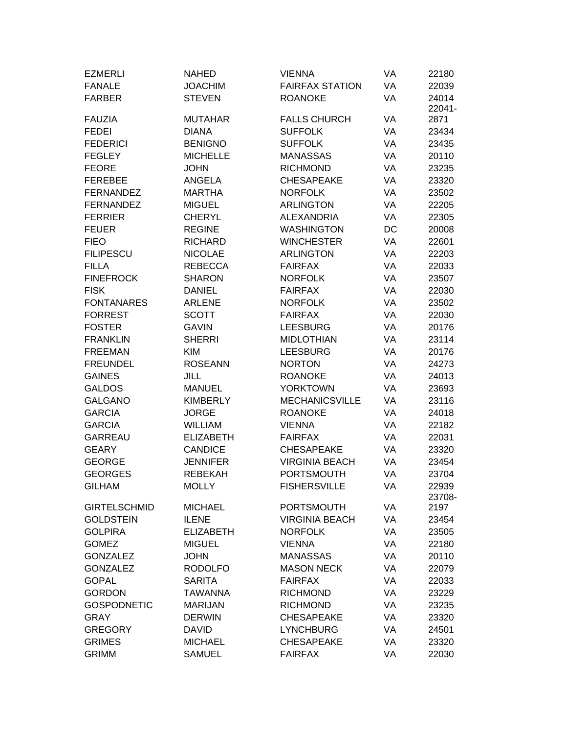| | | | | |
|---|---|---|---|---|
| EZMERLI | NAHED | VIENNA | VA | 22180 |
| FANALE | JOACHIM | FAIRFAX STATION | VA | 22039 |
| FARBER | STEVEN | ROANOKE | VA | 24014 |
| FAUZIA | MUTAHAR | FALLS CHURCH | VA | 22041-2871 |
| FEDEI | DIANA | SUFFOLK | VA | 23434 |
| FEDERICI | BENIGNO | SUFFOLK | VA | 23435 |
| FEGLEY | MICHELLE | MANASSAS | VA | 20110 |
| FEORE | JOHN | RICHMOND | VA | 23235 |
| FEREBEE | ANGELA | CHESAPEAKE | VA | 23320 |
| FERNANDEZ | MARTHA | NORFOLK | VA | 23502 |
| FERNANDEZ | MIGUEL | ARLINGTON | VA | 22205 |
| FERRIER | CHERYL | ALEXANDRIA | VA | 22305 |
| FEUER | REGINE | WASHINGTON | DC | 20008 |
| FIEO | RICHARD | WINCHESTER | VA | 22601 |
| FILIPESCU | NICOLAE | ARLINGTON | VA | 22203 |
| FILLA | REBECCA | FAIRFAX | VA | 22033 |
| FINEFROCK | SHARON | NORFOLK | VA | 23507 |
| FISK | DANIEL | FAIRFAX | VA | 22030 |
| FONTANARES | ARLENE | NORFOLK | VA | 23502 |
| FORREST | SCOTT | FAIRFAX | VA | 22030 |
| FOSTER | GAVIN | LEESBURG | VA | 20176 |
| FRANKLIN | SHERRI | MIDLOTHIAN | VA | 23114 |
| FREEMAN | KIM | LEESBURG | VA | 20176 |
| FREUNDEL | ROSEANN | NORTON | VA | 24273 |
| GAINES | JILL | ROANOKE | VA | 24013 |
| GALDOS | MANUEL | YORKTOWN | VA | 23693 |
| GALGANO | KIMBERLY | MECHANICSVILLE | VA | 23116 |
| GARCIA | JORGE | ROANOKE | VA | 24018 |
| GARCIA | WILLIAM | VIENNA | VA | 22182 |
| GARREAU | ELIZABETH | FAIRFAX | VA | 22031 |
| GEARY | CANDICE | CHESAPEAKE | VA | 23320 |
| GEORGE | JENNIFER | VIRGINIA BEACH | VA | 23454 |
| GEORGES | REBEKAH | PORTSMOUTH | VA | 23704 |
| GILHAM | MOLLY | FISHERSVILLE | VA | 22939 |
| GIRTELSCHMID | MICHAEL | PORTSMOUTH | VA | 23708-2197 |
| GOLDSTEIN | ILENE | VIRGINIA BEACH | VA | 23454 |
| GOLPIRA | ELIZABETH | NORFOLK | VA | 23505 |
| GOMEZ | MIGUEL | VIENNA | VA | 22180 |
| GONZALEZ | JOHN | MANASSAS | VA | 20110 |
| GONZALEZ | RODOLFO | MASON NECK | VA | 22079 |
| GOPAL | SARITA | FAIRFAX | VA | 22033 |
| GORDON | TAWANNA | RICHMOND | VA | 23229 |
| GOSPODNETIC | MARIJAN | RICHMOND | VA | 23235 |
| GRAY | DERWIN | CHESAPEAKE | VA | 23320 |
| GREGORY | DAVID | LYNCHBURG | VA | 24501 |
| GRIMES | MICHAEL | CHESAPEAKE | VA | 23320 |
| GRIMM | SAMUEL | FAIRFAX | VA | 22030 |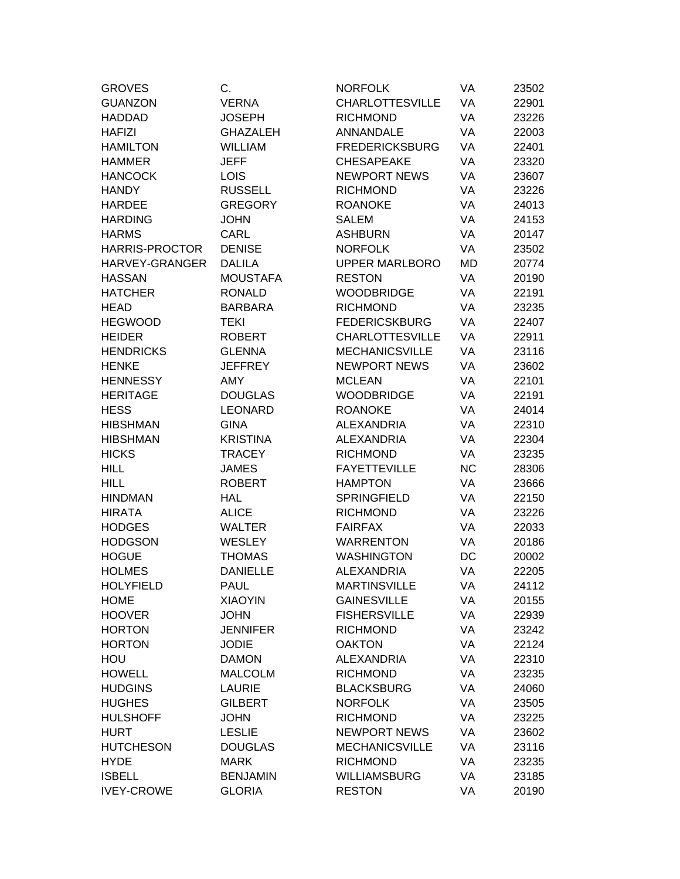| GROVES | C. | NORFOLK | VA | 23502 |
|---|---|---|---|---|
| GUANZON | VERNA | CHARLOTTESVILLE | VA | 22901 |
| HADDAD | JOSEPH | RICHMOND | VA | 23226 |
| HAFIZI | GHAZALEH | ANNANDALE | VA | 22003 |
| HAMILTON | WILLIAM | FREDERICKSBURG | VA | 22401 |
| HAMMER | JEFF | CHESAPEAKE | VA | 23320 |
| HANCOCK | LOIS | NEWPORT NEWS | VA | 23607 |
| HANDY | RUSSELL | RICHMOND | VA | 23226 |
| HARDEE | GREGORY | ROANOKE | VA | 24013 |
| HARDING | JOHN | SALEM | VA | 24153 |
| HARMS | CARL | ASHBURN | VA | 20147 |
| HARRIS-PROCTOR | DENISE | NORFOLK | VA | 23502 |
| HARVEY-GRANGER | DALILA | UPPER MARLBORO | MD | 20774 |
| HASSAN | MOUSTAFA | RESTON | VA | 20190 |
| HATCHER | RONALD | WOODBRIDGE | VA | 22191 |
| HEAD | BARBARA | RICHMOND | VA | 23235 |
| HEGWOOD | TEKI | FEDERICSKBURG | VA | 22407 |
| HEIDER | ROBERT | CHARLOTTESVILLE | VA | 22911 |
| HENDRICKS | GLENNA | MECHANICSVILLE | VA | 23116 |
| HENKE | JEFFREY | NEWPORT NEWS | VA | 23602 |
| HENNESSY | AMY | MCLEAN | VA | 22101 |
| HERITAGE | DOUGLAS | WOODBRIDGE | VA | 22191 |
| HESS | LEONARD | ROANOKE | VA | 24014 |
| HIBSHMAN | GINA | ALEXANDRIA | VA | 22310 |
| HIBSHMAN | KRISTINA | ALEXANDRIA | VA | 22304 |
| HICKS | TRACEY | RICHMOND | VA | 23235 |
| HILL | JAMES | FAYETTEVILLE | NC | 28306 |
| HILL | ROBERT | HAMPTON | VA | 23666 |
| HINDMAN | HAL | SPRINGFIELD | VA | 22150 |
| HIRATA | ALICE | RICHMOND | VA | 23226 |
| HODGES | WALTER | FAIRFAX | VA | 22033 |
| HODGSON | WESLEY | WARRENTON | VA | 20186 |
| HOGUE | THOMAS | WASHINGTON | DC | 20002 |
| HOLMES | DANIELLE | ALEXANDRIA | VA | 22205 |
| HOLYFIELD | PAUL | MARTINSVILLE | VA | 24112 |
| HOME | XIAOYIN | GAINESVILLE | VA | 20155 |
| HOOVER | JOHN | FISHERSVILLE | VA | 22939 |
| HORTON | JENNIFER | RICHMOND | VA | 23242 |
| HORTON | JODIE | OAKTON | VA | 22124 |
| HOU | DAMON | ALEXANDRIA | VA | 22310 |
| HOWELL | MALCOLM | RICHMOND | VA | 23235 |
| HUDGINS | LAURIE | BLACKSBURG | VA | 24060 |
| HUGHES | GILBERT | NORFOLK | VA | 23505 |
| HULSHOFF | JOHN | RICHMOND | VA | 23225 |
| HURT | LESLIE | NEWPORT NEWS | VA | 23602 |
| HUTCHESON | DOUGLAS | MECHANICSVILLE | VA | 23116 |
| HYDE | MARK | RICHMOND | VA | 23235 |
| ISBELL | BENJAMIN | WILLIAMSBURG | VA | 23185 |
| IVEY-CROWE | GLORIA | RESTON | VA | 20190 |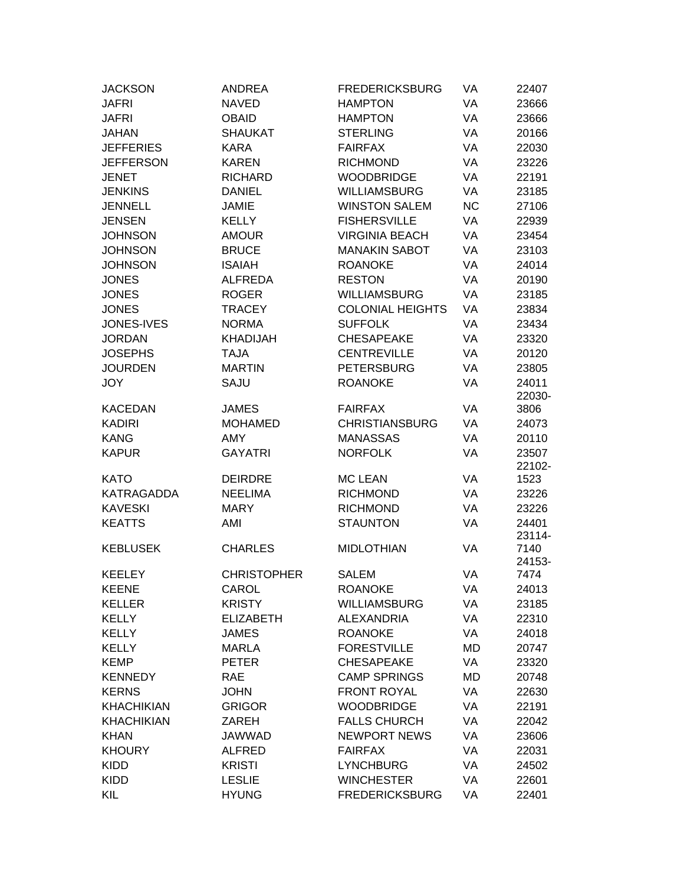| | | | | |
|---|---|---|---|---|
| JACKSON | ANDREA | FREDERICKSBURG | VA | 22407 |
| JAFRI | NAVED | HAMPTON | VA | 23666 |
| JAFRI | OBAID | HAMPTON | VA | 23666 |
| JAHAN | SHAUKAT | STERLING | VA | 20166 |
| JEFFERIES | KARA | FAIRFAX | VA | 22030 |
| JEFFERSON | KAREN | RICHMOND | VA | 23226 |
| JENET | RICHARD | WOODBRIDGE | VA | 22191 |
| JENKINS | DANIEL | WILLIAMSBURG | VA | 23185 |
| JENNELL | JAMIE | WINSTON SALEM | NC | 27106 |
| JENSEN | KELLY | FISHERSVILLE | VA | 22939 |
| JOHNSON | AMOUR | VIRGINIA BEACH | VA | 23454 |
| JOHNSON | BRUCE | MANAKIN SABOT | VA | 23103 |
| JOHNSON | ISAIAH | ROANOKE | VA | 24014 |
| JONES | ALFREDA | RESTON | VA | 20190 |
| JONES | ROGER | WILLIAMSBURG | VA | 23185 |
| JONES | TRACEY | COLONIAL HEIGHTS | VA | 23834 |
| JONES-IVES | NORMA | SUFFOLK | VA | 23434 |
| JORDAN | KHADIJAH | CHESAPEAKE | VA | 23320 |
| JOSEPHS | TAJA | CENTREVILLE | VA | 20120 |
| JOURDEN | MARTIN | PETERSBURG | VA | 23805 |
| JOY | SAJU | ROANOKE | VA | 24011 |
| KACEDAN | JAMES | FAIRFAX | VA | 22030-3806 |
| KADIRI | MOHAMED | CHRISTIANSBURG | VA | 24073 |
| KANG | AMY | MANASSAS | VA | 20110 |
| KAPUR | GAYATRI | NORFOLK | VA | 23507 |
| KATO | DEIRDRE | MC LEAN | VA | 22102-1523 |
| KATRAGADDA | NEELIMA | RICHMOND | VA | 23226 |
| KAVESKI | MARY | RICHMOND | VA | 23226 |
| KEATTS | AMI | STAUNTON | VA | 24401 |
| KEBLUSEK | CHARLES | MIDLOTHIAN | VA | 23114-7140 |
| KEELEY | CHRISTOPHER | SALEM | VA | 24153-7474 |
| KEENE | CAROL | ROANOKE | VA | 24013 |
| KELLER | KRISTY | WILLIAMSBURG | VA | 23185 |
| KELLY | ELIZABETH | ALEXANDRIA | VA | 22310 |
| KELLY | JAMES | ROANOKE | VA | 24018 |
| KELLY | MARLA | FORESTVILLE | MD | 20747 |
| KEMP | PETER | CHESAPEAKE | VA | 23320 |
| KENNEDY | RAE | CAMP SPRINGS | MD | 20748 |
| KERNS | JOHN | FRONT ROYAL | VA | 22630 |
| KHACHIKIAN | GRIGOR | WOODBRIDGE | VA | 22191 |
| KHACHIKIAN | ZAREH | FALLS CHURCH | VA | 22042 |
| KHAN | JAWWAD | NEWPORT NEWS | VA | 23606 |
| KHOURY | ALFRED | FAIRFAX | VA | 22031 |
| KIDD | KRISTI | LYNCHBURG | VA | 24502 |
| KIDD | LESLIE | WINCHESTER | VA | 22601 |
| KIL | HYUNG | FREDERICKSBURG | VA | 22401 |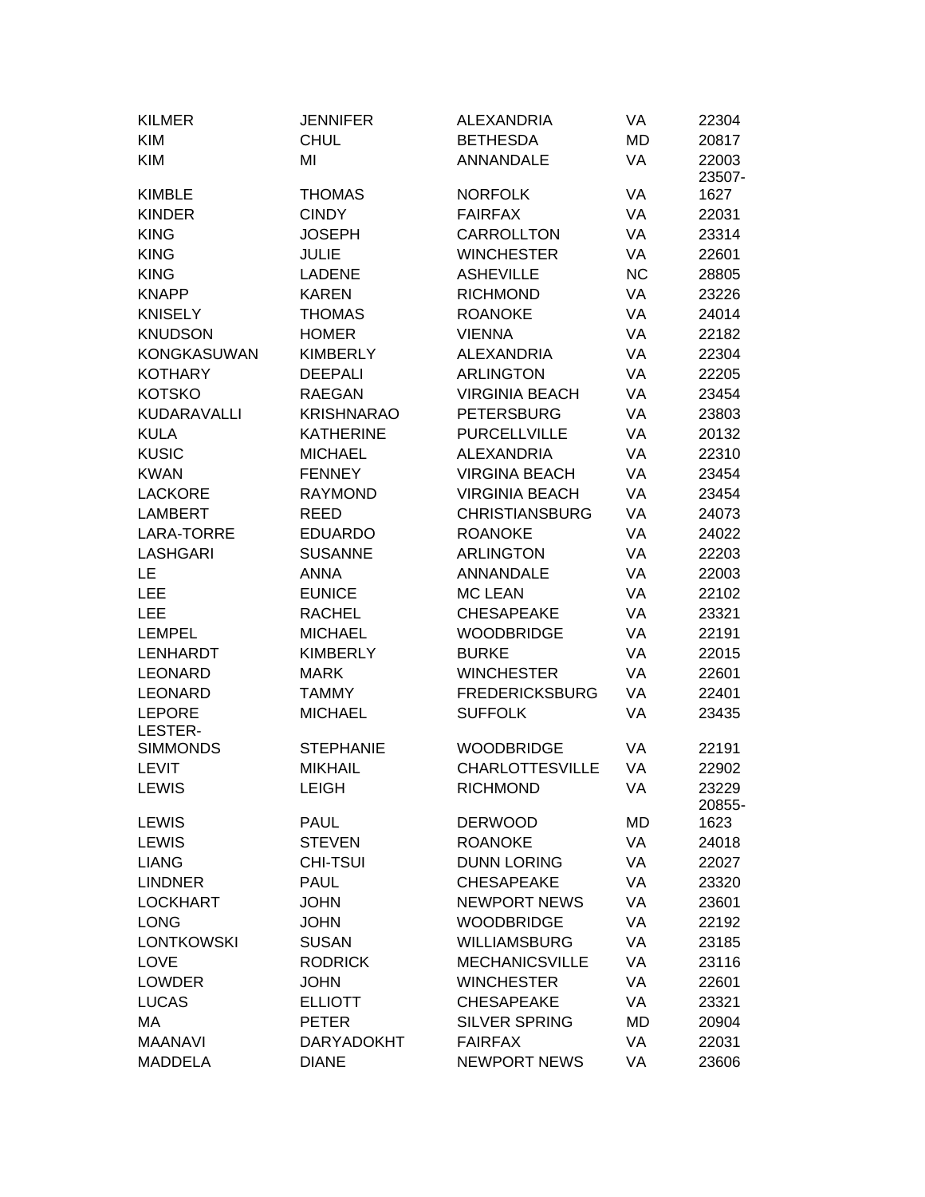| KILMER | JENNIFER | ALEXANDRIA | VA | 22304 |
|---|---|---|---|---|
| KIM | CHUL | BETHESDA | MD | 20817 |
| KIM | MI | ANNANDALE | VA | 22003 |
| KIMBLE | THOMAS | NORFOLK | VA | 23507-1627 |
| KINDER | CINDY | FAIRFAX | VA | 22031 |
| KING | JOSEPH | CARROLLTON | VA | 23314 |
| KING | JULIE | WINCHESTER | VA | 22601 |
| KING | LADENE | ASHEVILLE | NC | 28805 |
| KNAPP | KAREN | RICHMOND | VA | 23226 |
| KNISELY | THOMAS | ROANOKE | VA | 24014 |
| KNUDSON | HOMER | VIENNA | VA | 22182 |
| KONGKASUWAN | KIMBERLY | ALEXANDRIA | VA | 22304 |
| KOTHARY | DEEPALI | ARLINGTON | VA | 22205 |
| KOTSKO | RAEGAN | VIRGINIA BEACH | VA | 23454 |
| KUDARAVALLI | KRISHNARAO | PETERSBURG | VA | 23803 |
| KULA | KATHERINE | PURCELLVILLE | VA | 20132 |
| KUSIC | MICHAEL | ALEXANDRIA | VA | 22310 |
| KWAN | FENNEY | VIRGINA BEACH | VA | 23454 |
| LACKORE | RAYMOND | VIRGINIA BEACH | VA | 23454 |
| LAMBERT | REED | CHRISTIANSBURG | VA | 24073 |
| LARA-TORRE | EDUARDO | ROANOKE | VA | 24022 |
| LASHGARI | SUSANNE | ARLINGTON | VA | 22203 |
| LE | ANNA | ANNANDALE | VA | 22003 |
| LEE | EUNICE | MC LEAN | VA | 22102 |
| LEE | RACHEL | CHESAPEAKE | VA | 23321 |
| LEMPEL | MICHAEL | WOODBRIDGE | VA | 22191 |
| LENHARDT | KIMBERLY | BURKE | VA | 22015 |
| LEONARD | MARK | WINCHESTER | VA | 22601 |
| LEONARD | TAMMY | FREDERICKSBURG | VA | 22401 |
| LEPORE | MICHAEL | SUFFOLK | VA | 23435 |
| LESTER-SIMMONDS | STEPHANIE | WOODBRIDGE | VA | 22191 |
| LEVIT | MIKHAIL | CHARLOTTESVILLE | VA | 22902 |
| LEWIS | LEIGH | RICHMOND | VA | 23229 |
| LEWIS | PAUL | DERWOOD | MD | 20855-1623 |
| LEWIS | STEVEN | ROANOKE | VA | 24018 |
| LIANG | CHI-TSUI | DUNN LORING | VA | 22027 |
| LINDNER | PAUL | CHESAPEAKE | VA | 23320 |
| LOCKHART | JOHN | NEWPORT NEWS | VA | 23601 |
| LONG | JOHN | WOODBRIDGE | VA | 22192 |
| LONTKOWSKI | SUSAN | WILLIAMSBURG | VA | 23185 |
| LOVE | RODRICK | MECHANICSVILLE | VA | 23116 |
| LOWDER | JOHN | WINCHESTER | VA | 22601 |
| LUCAS | ELLIOTT | CHESAPEAKE | VA | 23321 |
| MA | PETER | SILVER SPRING | MD | 20904 |
| MAANAVI | DARYADOKHT | FAIRFAX | VA | 22031 |
| MADDELA | DIANE | NEWPORT NEWS | VA | 23606 |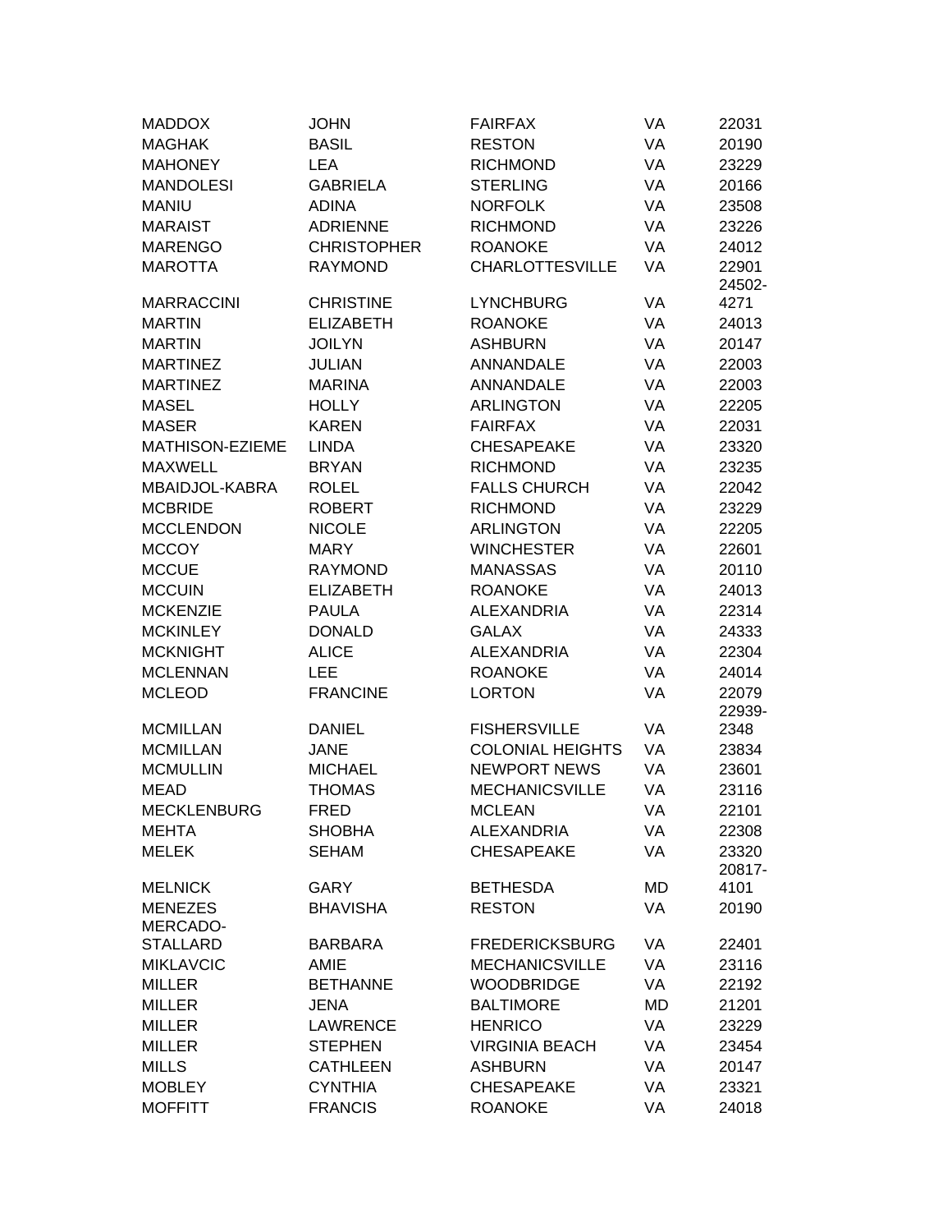| | | | | |
|---|---|---|---|---|
| MADDOX | JOHN | FAIRFAX | VA | 22031 |
| MAGHAK | BASIL | RESTON | VA | 20190 |
| MAHONEY | LEA | RICHMOND | VA | 23229 |
| MANDOLESI | GABRIELA | STERLING | VA | 20166 |
| MANIU | ADINA | NORFOLK | VA | 23508 |
| MARAIST | ADRIENNE | RICHMOND | VA | 23226 |
| MARENGO | CHRISTOPHER | ROANOKE | VA | 24012 |
| MAROTTA | RAYMOND | CHARLOTTESVILLE | VA | 22901 |
| MARRACCINI | CHRISTINE | LYNCHBURG | VA | 24502-4271 |
| MARTIN | ELIZABETH | ROANOKE | VA | 24013 |
| MARTIN | JOILYN | ASHBURN | VA | 20147 |
| MARTINEZ | JULIAN | ANNANDALE | VA | 22003 |
| MARTINEZ | MARINA | ANNANDALE | VA | 22003 |
| MASEL | HOLLY | ARLINGTON | VA | 22205 |
| MASER | KAREN | FAIRFAX | VA | 22031 |
| MATHISON-EZIEME | LINDA | CHESAPEAKE | VA | 23320 |
| MAXWELL | BRYAN | RICHMOND | VA | 23235 |
| MBAIDJOL-KABRA | ROLEL | FALLS CHURCH | VA | 22042 |
| MCBRIDE | ROBERT | RICHMOND | VA | 23229 |
| MCCLENDON | NICOLE | ARLINGTON | VA | 22205 |
| MCCOY | MARY | WINCHESTER | VA | 22601 |
| MCCUE | RAYMOND | MANASSAS | VA | 20110 |
| MCCUIN | ELIZABETH | ROANOKE | VA | 24013 |
| MCKENZIE | PAULA | ALEXANDRIA | VA | 22314 |
| MCKINLEY | DONALD | GALAX | VA | 24333 |
| MCKNIGHT | ALICE | ALEXANDRIA | VA | 22304 |
| MCLENNAN | LEE | ROANOKE | VA | 24014 |
| MCLEOD | FRANCINE | LORTON | VA | 22079 |
| MCMILLAN | DANIEL | FISHERSVILLE | VA | 22939-2348 |
| MCMILLAN | JANE | COLONIAL HEIGHTS | VA | 23834 |
| MCMULLIN | MICHAEL | NEWPORT NEWS | VA | 23601 |
| MEAD | THOMAS | MECHANICSVILLE | VA | 23116 |
| MECKLENBURG | FRED | MCLEAN | VA | 22101 |
| MEHTA | SHOBHA | ALEXANDRIA | VA | 22308 |
| MELEK | SEHAM | CHESAPEAKE | VA | 23320 |
| MELNICK | GARY | BETHESDA | MD | 20817-4101 |
| MENEZES | BHAVISHA | RESTON | VA | 20190 |
| MERCADO-STALLARD | BARBARA | FREDERICKSBURG | VA | 22401 |
| MIKLAVCIC | AMIE | MECHANICSVILLE | VA | 23116 |
| MILLER | BETHANNE | WOODBRIDGE | VA | 22192 |
| MILLER | JENA | BALTIMORE | MD | 21201 |
| MILLER | LAWRENCE | HENRICO | VA | 23229 |
| MILLER | STEPHEN | VIRGINIA BEACH | VA | 23454 |
| MILLS | CATHLEEN | ASHBURN | VA | 20147 |
| MOBLEY | CYNTHIA | CHESAPEAKE | VA | 23321 |
| MOFFITT | FRANCIS | ROANOKE | VA | 24018 |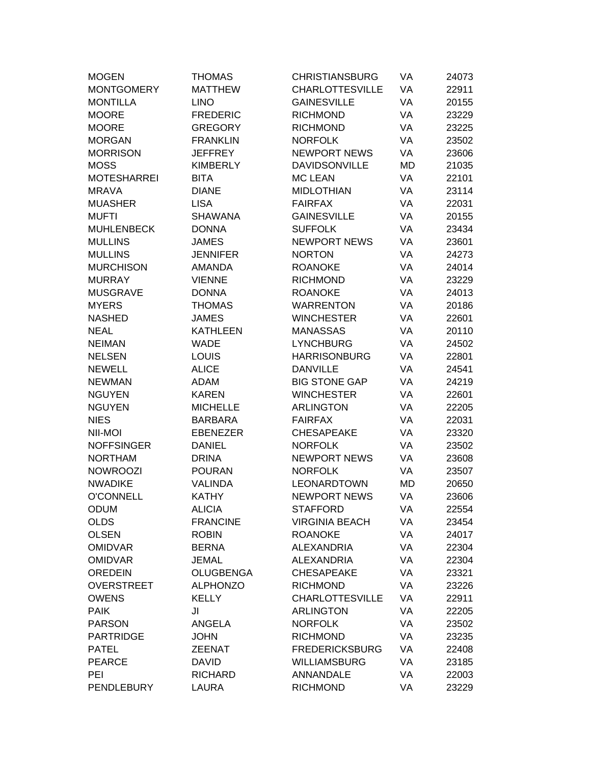| | | | | |
|---|---|---|---|---|
| MOGEN | THOMAS | CHRISTIANSBURG | VA | 24073 |
| MONTGOMERY | MATTHEW | CHARLOTTESVILLE | VA | 22911 |
| MONTILLA | LINO | GAINESVILLE | VA | 20155 |
| MOORE | FREDERIC | RICHMOND | VA | 23229 |
| MOORE | GREGORY | RICHMOND | VA | 23225 |
| MORGAN | FRANKLIN | NORFOLK | VA | 23502 |
| MORRISON | JEFFREY | NEWPORT NEWS | VA | 23606 |
| MOSS | KIMBERLY | DAVIDSONVILLE | MD | 21035 |
| MOTESHARREI | BITA | MC LEAN | VA | 22101 |
| MRAVA | DIANE | MIDLOTHIAN | VA | 23114 |
| MUASHER | LISA | FAIRFAX | VA | 22031 |
| MUFTI | SHAWANA | GAINESVILLE | VA | 20155 |
| MUHLENBECK | DONNA | SUFFOLK | VA | 23434 |
| MULLINS | JAMES | NEWPORT NEWS | VA | 23601 |
| MULLINS | JENNIFER | NORTON | VA | 24273 |
| MURCHISON | AMANDA | ROANOKE | VA | 24014 |
| MURRAY | VIENNE | RICHMOND | VA | 23229 |
| MUSGRAVE | DONNA | ROANOKE | VA | 24013 |
| MYERS | THOMAS | WARRENTON | VA | 20186 |
| NASHED | JAMES | WINCHESTER | VA | 22601 |
| NEAL | KATHLEEN | MANASSAS | VA | 20110 |
| NEIMAN | WADE | LYNCHBURG | VA | 24502 |
| NELSEN | LOUIS | HARRISONBURG | VA | 22801 |
| NEWELL | ALICE | DANVILLE | VA | 24541 |
| NEWMAN | ADAM | BIG STONE GAP | VA | 24219 |
| NGUYEN | KAREN | WINCHESTER | VA | 22601 |
| NGUYEN | MICHELLE | ARLINGTON | VA | 22205 |
| NIES | BARBARA | FAIRFAX | VA | 22031 |
| NII-MOI | EBENEZER | CHESAPEAKE | VA | 23320 |
| NOFFSINGER | DANIEL | NORFOLK | VA | 23502 |
| NORTHAM | DRINA | NEWPORT NEWS | VA | 23608 |
| NOWROOZI | POURAN | NORFOLK | VA | 23507 |
| NWADIKE | VALINDA | LEONARDTOWN | MD | 20650 |
| O'CONNELL | KATHY | NEWPORT NEWS | VA | 23606 |
| ODUM | ALICIA | STAFFORD | VA | 22554 |
| OLDS | FRANCINE | VIRGINIA BEACH | VA | 23454 |
| OLSEN | ROBIN | ROANOKE | VA | 24017 |
| OMIDVAR | BERNA | ALEXANDRIA | VA | 22304 |
| OMIDVAR | JEMAL | ALEXANDRIA | VA | 22304 |
| OREDEIN | OLUGBENGA | CHESAPEAKE | VA | 23321 |
| OVERSTREET | ALPHONZO | RICHMOND | VA | 23226 |
| OWENS | KELLY | CHARLOTTESVILLE | VA | 22911 |
| PAIK | JI | ARLINGTON | VA | 22205 |
| PARSON | ANGELA | NORFOLK | VA | 23502 |
| PARTRIDGE | JOHN | RICHMOND | VA | 23235 |
| PATEL | ZEENAT | FREDERICKSBURG | VA | 22408 |
| PEARCE | DAVID | WILLIAMSBURG | VA | 23185 |
| PEI | RICHARD | ANNANDALE | VA | 22003 |
| PENDLEBURY | LAURA | RICHMOND | VA | 23229 |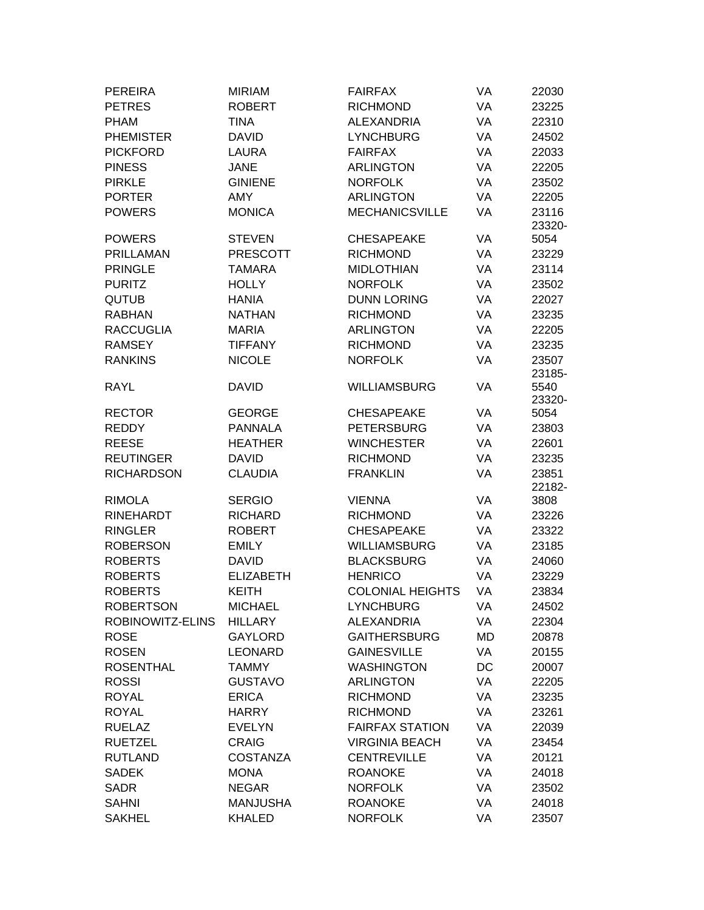| | | | | |
|---|---|---|---|---|
| PEREIRA | MIRIAM | FAIRFAX | VA | 22030 |
| PETRES | ROBERT | RICHMOND | VA | 23225 |
| PHAM | TINA | ALEXANDRIA | VA | 22310 |
| PHEMISTER | DAVID | LYNCHBURG | VA | 24502 |
| PICKFORD | LAURA | FAIRFAX | VA | 22033 |
| PINESS | JANE | ARLINGTON | VA | 22205 |
| PIRKLE | GINIENE | NORFOLK | VA | 23502 |
| PORTER | AMY | ARLINGTON | VA | 22205 |
| POWERS | MONICA | MECHANICSVILLE | VA | 23116 |
| POWERS | STEVEN | CHESAPEAKE | VA | 23320-5054 |
| PRILLAMAN | PRESCOTT | RICHMOND | VA | 23229 |
| PRINGLE | TAMARA | MIDLOTHIAN | VA | 23114 |
| PURITZ | HOLLY | NORFOLK | VA | 23502 |
| QUTUB | HANIA | DUNN LORING | VA | 22027 |
| RABHAN | NATHAN | RICHMOND | VA | 23235 |
| RACCUGLIA | MARIA | ARLINGTON | VA | 22205 |
| RAMSEY | TIFFANY | RICHMOND | VA | 23235 |
| RANKINS | NICOLE | NORFOLK | VA | 23507 |
| RAYL | DAVID | WILLIAMSBURG | VA | 23185-5540 |
| RECTOR | GEORGE | CHESAPEAKE | VA | 23320-5054 |
| REDDY | PANNALA | PETERSBURG | VA | 23803 |
| REESE | HEATHER | WINCHESTER | VA | 22601 |
| REUTINGER | DAVID | RICHMOND | VA | 23235 |
| RICHARDSON | CLAUDIA | FRANKLIN | VA | 23851 |
| RIMOLA | SERGIO | VIENNA | VA | 22182-3808 |
| RINEHARDT | RICHARD | RICHMOND | VA | 23226 |
| RINGLER | ROBERT | CHESAPEAKE | VA | 23322 |
| ROBERSON | EMILY | WILLIAMSBURG | VA | 23185 |
| ROBERTS | DAVID | BLACKSBURG | VA | 24060 |
| ROBERTS | ELIZABETH | HENRICO | VA | 23229 |
| ROBERTS | KEITH | COLONIAL HEIGHTS | VA | 23834 |
| ROBERTSON | MICHAEL | LYNCHBURG | VA | 24502 |
| ROBINOWITZ-ELINS | HILLARY | ALEXANDRIA | VA | 22304 |
| ROSE | GAYLORD | GAITHERSBURG | MD | 20878 |
| ROSEN | LEONARD | GAINESVILLE | VA | 20155 |
| ROSENTHAL | TAMMY | WASHINGTON | DC | 20007 |
| ROSSI | GUSTAVO | ARLINGTON | VA | 22205 |
| ROYAL | ERICA | RICHMOND | VA | 23235 |
| ROYAL | HARRY | RICHMOND | VA | 23261 |
| RUELAZ | EVELYN | FAIRFAX STATION | VA | 22039 |
| RUETZEL | CRAIG | VIRGINIA BEACH | VA | 23454 |
| RUTLAND | COSTANZA | CENTREVILLE | VA | 20121 |
| SADEK | MONA | ROANOKE | VA | 24018 |
| SADR | NEGAR | NORFOLK | VA | 23502 |
| SAHNI | MANJUSHA | ROANOKE | VA | 24018 |
| SAKHEL | KHALED | NORFOLK | VA | 23507 |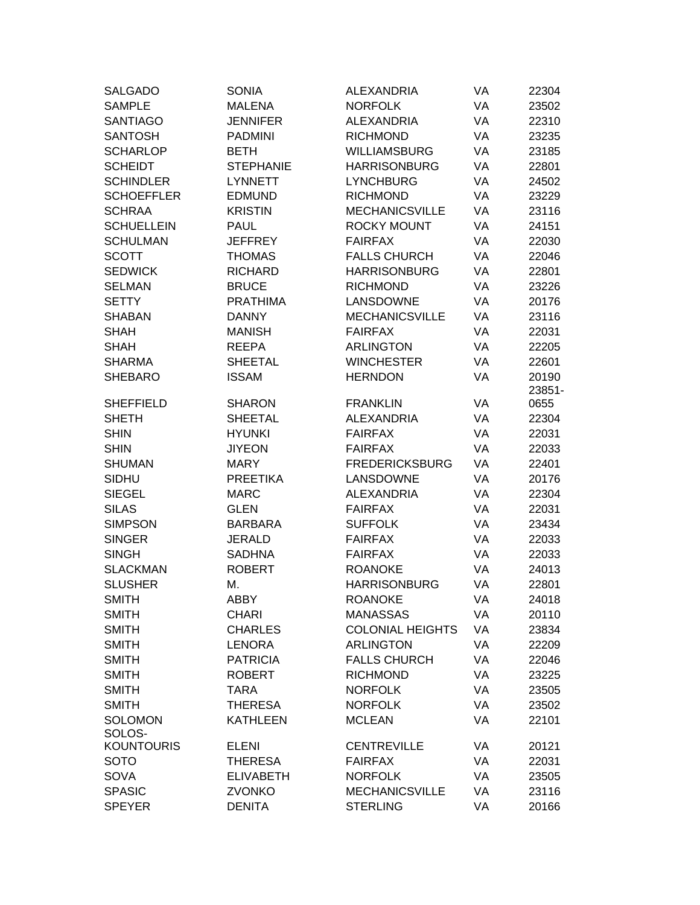| | | | | |
|---|---|---|---|---|
| SALGADO | SONIA | ALEXANDRIA | VA | 22304 |
| SAMPLE | MALENA | NORFOLK | VA | 23502 |
| SANTIAGO | JENNIFER | ALEXANDRIA | VA | 22310 |
| SANTOSH | PADMINI | RICHMOND | VA | 23235 |
| SCHARLOP | BETH | WILLIAMSBURG | VA | 23185 |
| SCHEIDT | STEPHANIE | HARRISONBURG | VA | 22801 |
| SCHINDLER | LYNNETT | LYNCHBURG | VA | 24502 |
| SCHOEFFLER | EDMUND | RICHMOND | VA | 23229 |
| SCHRAA | KRISTIN | MECHANICSVILLE | VA | 23116 |
| SCHUELLEIN | PAUL | ROCKY MOUNT | VA | 24151 |
| SCHULMAN | JEFFREY | FAIRFAX | VA | 22030 |
| SCOTT | THOMAS | FALLS CHURCH | VA | 22046 |
| SEDWICK | RICHARD | HARRISONBURG | VA | 22801 |
| SELMAN | BRUCE | RICHMOND | VA | 23226 |
| SETTY | PRATHIMA | LANSDOWNE | VA | 20176 |
| SHABAN | DANNY | MECHANICSVILLE | VA | 23116 |
| SHAH | MANISH | FAIRFAX | VA | 22031 |
| SHAH | REEPA | ARLINGTON | VA | 22205 |
| SHARMA | SHEETAL | WINCHESTER | VA | 22601 |
| SHEBARO | ISSAM | HERNDON | VA | 20190 |
| SHEFFIELD | SHARON | FRANKLIN | VA | 23851-0655 |
| SHETH | SHEETAL | ALEXANDRIA | VA | 22304 |
| SHIN | HYUNKI | FAIRFAX | VA | 22031 |
| SHIN | JIYEON | FAIRFAX | VA | 22033 |
| SHUMAN | MARY | FREDERICKSBURG | VA | 22401 |
| SIDHU | PREETIKA | LANSDOWNE | VA | 20176 |
| SIEGEL | MARC | ALEXANDRIA | VA | 22304 |
| SILAS | GLEN | FAIRFAX | VA | 22031 |
| SIMPSON | BARBARA | SUFFOLK | VA | 23434 |
| SINGER | JERALD | FAIRFAX | VA | 22033 |
| SINGH | SADHNA | FAIRFAX | VA | 22033 |
| SLACKMAN | ROBERT | ROANOKE | VA | 24013 |
| SLUSHER | M. | HARRISONBURG | VA | 22801 |
| SMITH | ABBY | ROANOKE | VA | 24018 |
| SMITH | CHARI | MANASSAS | VA | 20110 |
| SMITH | CHARLES | COLONIAL HEIGHTS | VA | 23834 |
| SMITH | LENORA | ARLINGTON | VA | 22209 |
| SMITH | PATRICIA | FALLS CHURCH | VA | 22046 |
| SMITH | ROBERT | RICHMOND | VA | 23225 |
| SMITH | TARA | NORFOLK | VA | 23505 |
| SMITH | THERESA | NORFOLK | VA | 23502 |
| SOLOMON | KATHLEEN | MCLEAN | VA | 22101 |
| SOLOS-KOUNTOURIS | ELENI | CENTREVILLE | VA | 20121 |
| SOTO | THERESA | FAIRFAX | VA | 22031 |
| SOVA | ELIVABETH | NORFOLK | VA | 23505 |
| SPASIC | ZVONKO | MECHANICSVILLE | VA | 23116 |
| SPEYER | DENITA | STERLING | VA | 20166 |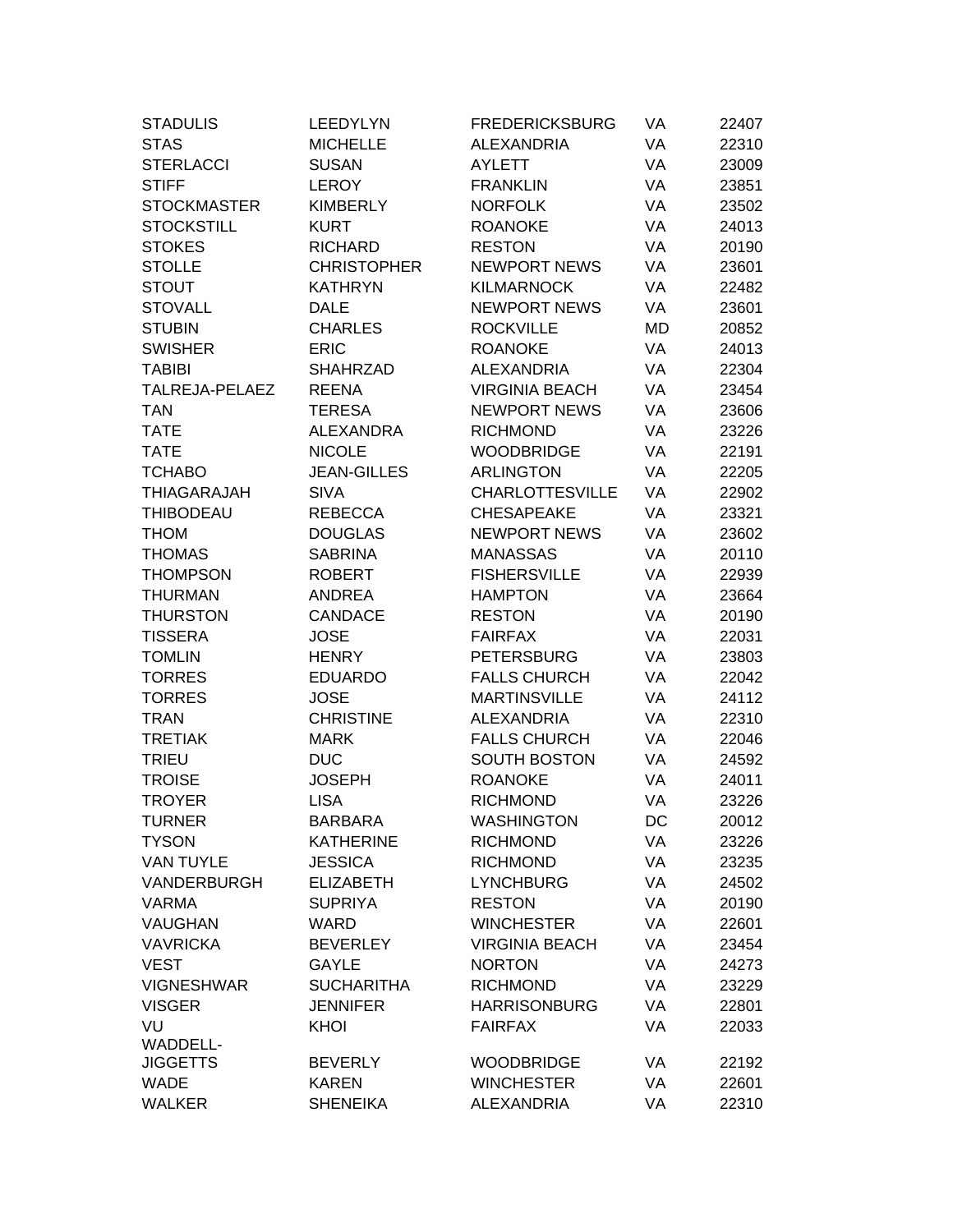| | | | | |
|---|---|---|---|---|
| STADULIS | LEEDYLYN | FREDERICKSBURG | VA | 22407 |
| STAS | MICHELLE | ALEXANDRIA | VA | 22310 |
| STERLACCI | SUSAN | AYLETT | VA | 23009 |
| STIFF | LEROY | FRANKLIN | VA | 23851 |
| STOCKMASTER | KIMBERLY | NORFOLK | VA | 23502 |
| STOCKSTILL | KURT | ROANOKE | VA | 24013 |
| STOKES | RICHARD | RESTON | VA | 20190 |
| STOLLE | CHRISTOPHER | NEWPORT NEWS | VA | 23601 |
| STOUT | KATHRYN | KILMARNOCK | VA | 22482 |
| STOVALL | DALE | NEWPORT NEWS | VA | 23601 |
| STUBIN | CHARLES | ROCKVILLE | MD | 20852 |
| SWISHER | ERIC | ROANOKE | VA | 24013 |
| TABIBI | SHAHRZAD | ALEXANDRIA | VA | 22304 |
| TALREJA-PELAEZ | REENA | VIRGINIA BEACH | VA | 23454 |
| TAN | TERESA | NEWPORT NEWS | VA | 23606 |
| TATE | ALEXANDRA | RICHMOND | VA | 23226 |
| TATE | NICOLE | WOODBRIDGE | VA | 22191 |
| TCHABO | JEAN-GILLES | ARLINGTON | VA | 22205 |
| THIAGARAJAH | SIVA | CHARLOTTESVILLE | VA | 22902 |
| THIBODEAU | REBECCA | CHESAPEAKE | VA | 23321 |
| THOM | DOUGLAS | NEWPORT NEWS | VA | 23602 |
| THOMAS | SABRINA | MANASSAS | VA | 20110 |
| THOMPSON | ROBERT | FISHERSVILLE | VA | 22939 |
| THURMAN | ANDREA | HAMPTON | VA | 23664 |
| THURSTON | CANDACE | RESTON | VA | 20190 |
| TISSERA | JOSE | FAIRFAX | VA | 22031 |
| TOMLIN | HENRY | PETERSBURG | VA | 23803 |
| TORRES | EDUARDO | FALLS CHURCH | VA | 22042 |
| TORRES | JOSE | MARTINSVILLE | VA | 24112 |
| TRAN | CHRISTINE | ALEXANDRIA | VA | 22310 |
| TRETIAK | MARK | FALLS CHURCH | VA | 22046 |
| TRIEU | DUC | SOUTH BOSTON | VA | 24592 |
| TROISE | JOSEPH | ROANOKE | VA | 24011 |
| TROYER | LISA | RICHMOND | VA | 23226 |
| TURNER | BARBARA | WASHINGTON | DC | 20012 |
| TYSON | KATHERINE | RICHMOND | VA | 23226 |
| VAN TUYLE | JESSICA | RICHMOND | VA | 23235 |
| VANDERBURGH | ELIZABETH | LYNCHBURG | VA | 24502 |
| VARMA | SUPRIYA | RESTON | VA | 20190 |
| VAUGHAN | WARD | WINCHESTER | VA | 22601 |
| VAVRICKA | BEVERLEY | VIRGINIA BEACH | VA | 23454 |
| VEST | GAYLE | NORTON | VA | 24273 |
| VIGNESHWAR | SUCHARITHA | RICHMOND | VA | 23229 |
| VISGER | JENNIFER | HARRISONBURG | VA | 22801 |
| VU | KHOI | FAIRFAX | VA | 22033 |
| WADDELL-JIGGETTS | BEVERLY | WOODBRIDGE | VA | 22192 |
| WADE | KAREN | WINCHESTER | VA | 22601 |
| WALKER | SHENEIKA | ALEXANDRIA | VA | 22310 |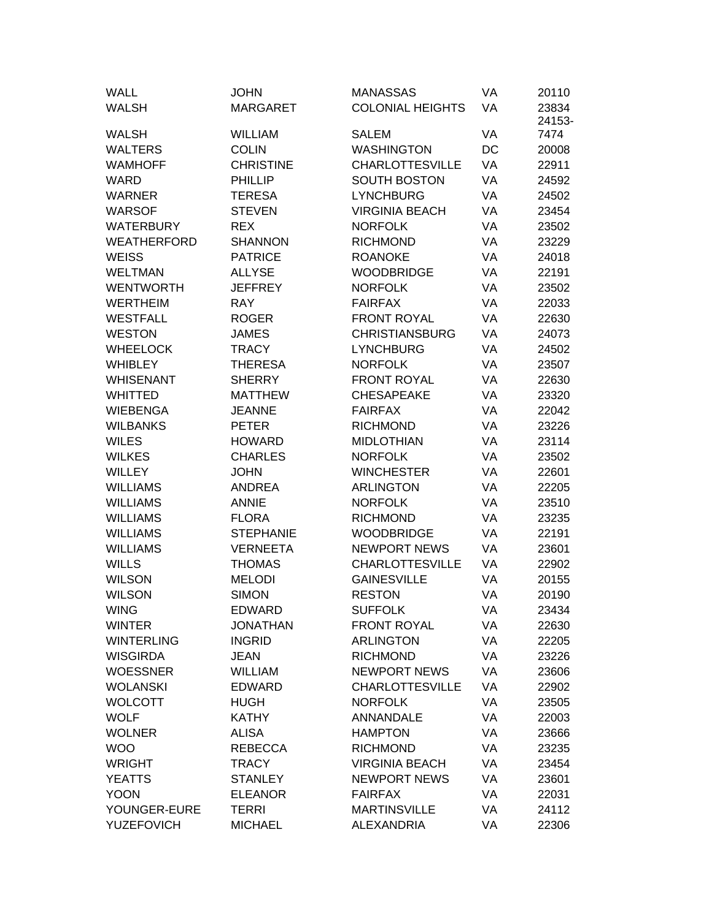| | | | | |
|---|---|---|---|---|
| WALL | JOHN | MANASSAS | VA | 20110 |
| WALSH | MARGARET | COLONIAL HEIGHTS | VA | 23834 |
| WALSH | WILLIAM | SALEM | VA | 24153-7474 |
| WALTERS | COLIN | WASHINGTON | DC | 20008 |
| WAMHOFF | CHRISTINE | CHARLOTTESVILLE | VA | 22911 |
| WARD | PHILLIP | SOUTH BOSTON | VA | 24592 |
| WARNER | TERESA | LYNCHBURG | VA | 24502 |
| WARSOF | STEVEN | VIRGINIA BEACH | VA | 23454 |
| WATERBURY | REX | NORFOLK | VA | 23502 |
| WEATHERFORD | SHANNON | RICHMOND | VA | 23229 |
| WEISS | PATRICE | ROANOKE | VA | 24018 |
| WELTMAN | ALLYSE | WOODBRIDGE | VA | 22191 |
| WENTWORTH | JEFFREY | NORFOLK | VA | 23502 |
| WERTHEIM | RAY | FAIRFAX | VA | 22033 |
| WESTFALL | ROGER | FRONT ROYAL | VA | 22630 |
| WESTON | JAMES | CHRISTIANSBURG | VA | 24073 |
| WHEELOCK | TRACY | LYNCHBURG | VA | 24502 |
| WHIBLEY | THERESA | NORFOLK | VA | 23507 |
| WHISENANT | SHERRY | FRONT ROYAL | VA | 22630 |
| WHITTED | MATTHEW | CHESAPEAKE | VA | 23320 |
| WIEBENGA | JEANNE | FAIRFAX | VA | 22042 |
| WILBANKS | PETER | RICHMOND | VA | 23226 |
| WILES | HOWARD | MIDLOTHIAN | VA | 23114 |
| WILKES | CHARLES | NORFOLK | VA | 23502 |
| WILLEY | JOHN | WINCHESTER | VA | 22601 |
| WILLIAMS | ANDREA | ARLINGTON | VA | 22205 |
| WILLIAMS | ANNIE | NORFOLK | VA | 23510 |
| WILLIAMS | FLORA | RICHMOND | VA | 23235 |
| WILLIAMS | STEPHANIE | WOODBRIDGE | VA | 22191 |
| WILLIAMS | VERNEETA | NEWPORT NEWS | VA | 23601 |
| WILLS | THOMAS | CHARLOTTESVILLE | VA | 22902 |
| WILSON | MELODI | GAINESVILLE | VA | 20155 |
| WILSON | SIMON | RESTON | VA | 20190 |
| WING | EDWARD | SUFFOLK | VA | 23434 |
| WINTER | JONATHAN | FRONT ROYAL | VA | 22630 |
| WINTERLING | INGRID | ARLINGTON | VA | 22205 |
| WISGIRDA | JEAN | RICHMOND | VA | 23226 |
| WOESSNER | WILLIAM | NEWPORT NEWS | VA | 23606 |
| WOLANSKI | EDWARD | CHARLOTTESVILLE | VA | 22902 |
| WOLCOTT | HUGH | NORFOLK | VA | 23505 |
| WOLF | KATHY | ANNANDALE | VA | 22003 |
| WOLNER | ALISA | HAMPTON | VA | 23666 |
| WOO | REBECCA | RICHMOND | VA | 23235 |
| WRIGHT | TRACY | VIRGINIA BEACH | VA | 23454 |
| YEATTS | STANLEY | NEWPORT NEWS | VA | 23601 |
| YOON | ELEANOR | FAIRFAX | VA | 22031 |
| YOUNGER-EURE | TERRI | MARTINSVILLE | VA | 24112 |
| YUZEFOVICH | MICHAEL | ALEXANDRIA | VA | 22306 |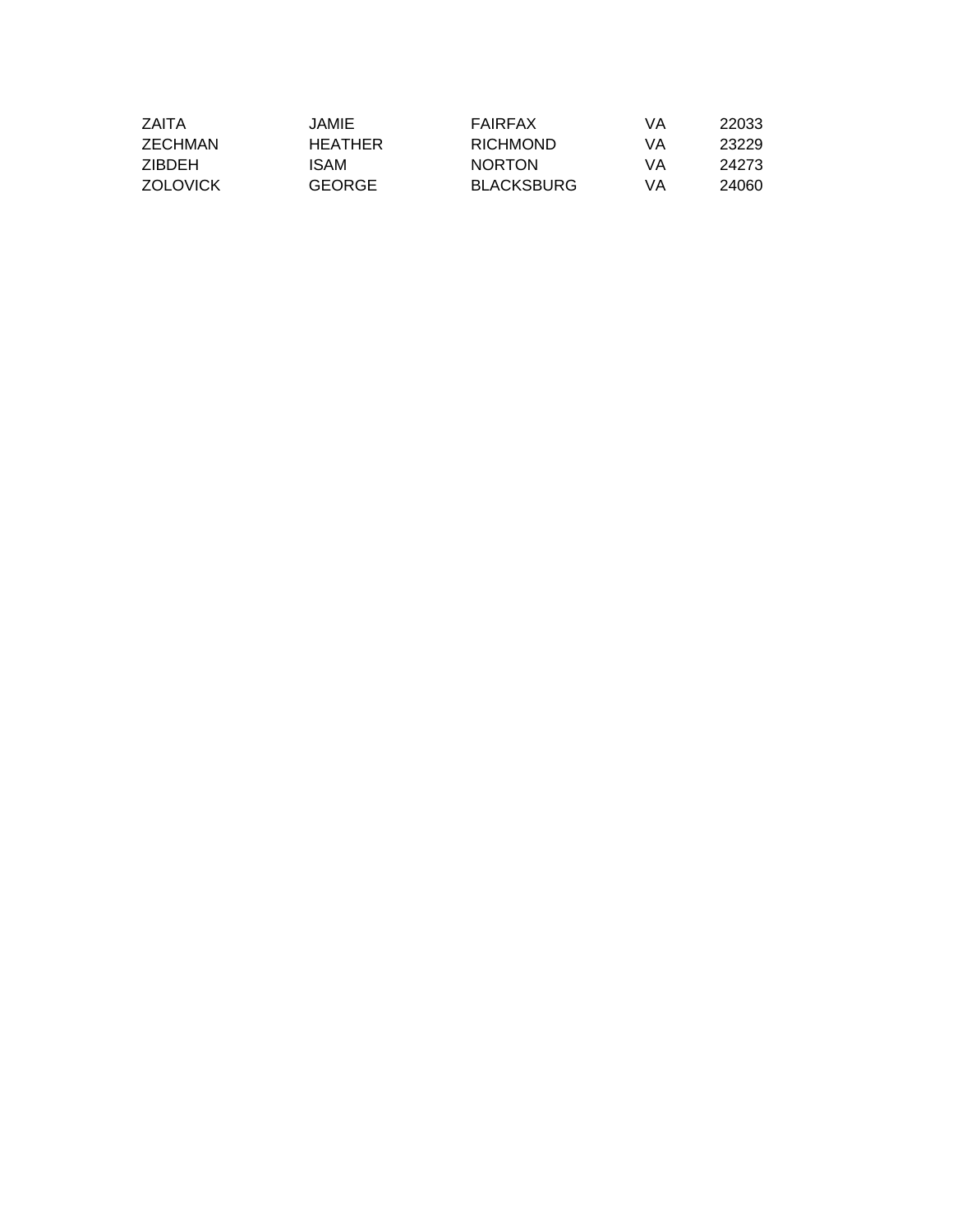| | | | | |
|---|---|---|---|---|
| ZAITA | JAMIE | FAIRFAX | VA | 22033 |
| ZECHMAN | HEATHER | RICHMOND | VA | 23229 |
| ZIBDEH | ISAM | NORTON | VA | 24273 |
| ZOLOVICK | GEORGE | BLACKSBURG | VA | 24060 |